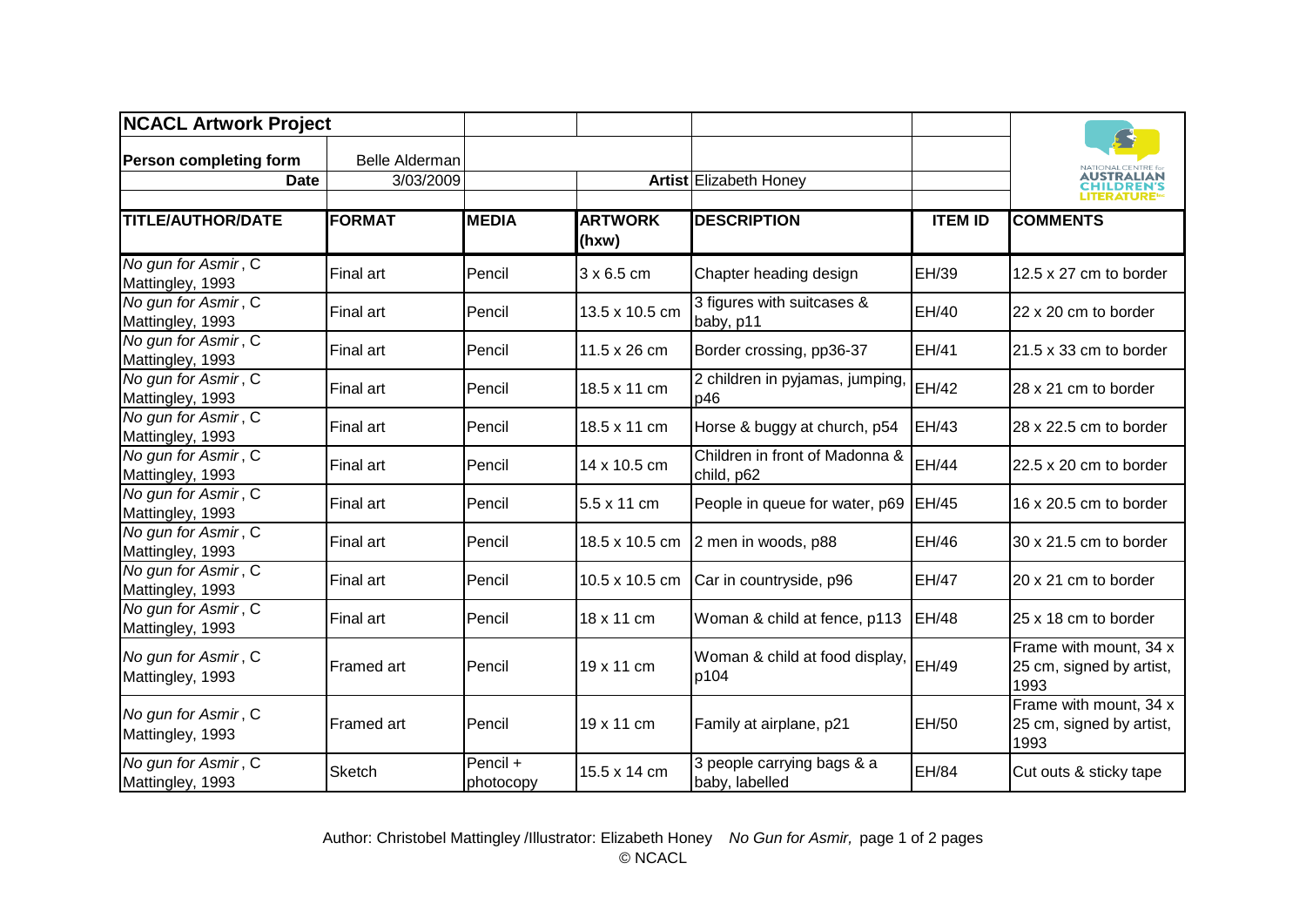## NCACL Artwork Project

**Person completing form:** Belle Alderman

**Date:** 3/03/2009

**Artist:** Elizabeth Honey

NATIONAL CENTRE for AUSTRALIAN CHILDREN'S LITERATURE

| TITLE/AUTHOR/DATE | FORMAT | MEDIA | ARTWORK (hxw) | DESCRIPTION | ITEM ID | COMMENTS |
|---|---|---|---|---|---|---|
| *No gun for Asmir*, C Mattingley, 1993 | Final art | Pencil | 3 x 6.5 cm | Chapter heading design | EH/39 | 12.5 x 27 cm to border |
| *No gun for Asmir*, C Mattingley, 1993 | Final art | Pencil | 13.5 x 10.5 cm | 3 figures with suitcases & baby, p11 | EH/40 | 22 x 20 cm to border |
| *No gun for Asmir*, C Mattingley, 1993 | Final art | Pencil | 11.5 x 26 cm | Border crossing, pp36-37 | EH/41 | 21.5 x 33 cm to border |
| *No gun for Asmir*, C Mattingley, 1993 | Final art | Pencil | 18.5 x 11 cm | 2 children in pyjamas, jumping, p46 | EH/42 | 28 x 21 cm to border |
| *No gun for Asmir*, C Mattingley, 1993 | Final art | Pencil | 18.5 x 11 cm | Horse & buggy at church, p54 | EH/43 | 28 x 22.5 cm to border |
| *No gun for Asmir*, C Mattingley, 1993 | Final art | Pencil | 14 x 10.5 cm | Children in front of Madonna & child, p62 | EH/44 | 22.5 x 20 cm to border |
| *No gun for Asmir*, C Mattingley, 1993 | Final art | Pencil | 5.5 x 11 cm | People in queue for water, p69 | EH/45 | 16 x 20.5 cm to border |
| *No gun for Asmir*, C Mattingley, 1993 | Final art | Pencil | 18.5 x 10.5 cm | 2 men in woods, p88 | EH/46 | 30 x 21.5 cm to border |
| *No gun for Asmir*, C Mattingley, 1993 | Final art | Pencil | 10.5 x 10.5 cm | Car in countryside, p96 | EH/47 | 20 x 21 cm to border |
| *No gun for Asmir*, C Mattingley, 1993 | Final art | Pencil | 18 x 11 cm | Woman & child at fence, p113 | EH/48 | 25 x 18 cm to border |
| *No gun for Asmir*, C Mattingley, 1993 | Framed art | Pencil | 19 x 11 cm | Woman & child at food display, p104 | EH/49 | Frame with mount, 34 x 25 cm, signed by artist, 1993 |
| *No gun for Asmir*, C Mattingley, 1993 | Framed art | Pencil | 19 x 11 cm | Family at airplane, p21 | EH/50 | Frame with mount, 34 x 25 cm, signed by artist, 1993 |
| *No gun for Asmir*, C Mattingley, 1993 | Sketch | Pencil + photocopy | 15.5 x 14 cm | 3 people carrying bags & a baby, labelled | EH/84 | Cut outs & sticky tape |

Author: Christobel Mattingley /Illustrator: Elizabeth Honey *No Gun for Asmir,*

© NCACL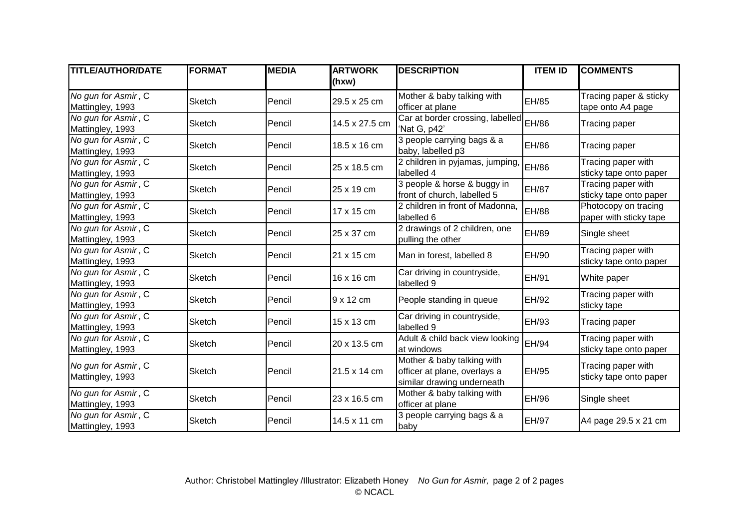| TITLE/AUTHOR/DATE | FORMAT | MEDIA | ARTWORK (hxw) | DESCRIPTION | ITEM ID | COMMENTS |
|---|---|---|---|---|---|---|
| *No gun for Asmir* , C Mattingley, 1993 | Sketch | Pencil | 29.5 x 25 cm | Mother & baby talking with officer at plane | EH/85 | Tracing paper & sticky tape onto A4 page |
| *No gun for Asmir* , C Mattingley, 1993 | Sketch | Pencil | 14.5 x 27.5 cm | Car at border crossing, labelled 'Nat G, p42' | EH/86 | Tracing paper |
| *No gun for Asmir* , C Mattingley, 1993 | Sketch | Pencil | 18.5 x 16 cm | 3 people carrying bags & a baby, labelled p3 | EH/86 | Tracing paper |
| *No gun for Asmir* , C Mattingley, 1993 | Sketch | Pencil | 25 x 18.5 cm | 2 children in pyjamas, jumping, labelled 4 | EH/86 | Tracing paper with sticky tape onto paper |
| *No gun for Asmir* , C Mattingley, 1993 | Sketch | Pencil | 25 x 19 cm | 3 people & horse & buggy in front of church, labelled 5 | EH/87 | Tracing paper with sticky tape onto paper |
| *No gun for Asmir* , C Mattingley, 1993 | Sketch | Pencil | 17 x 15 cm | 2 children in front of Madonna, labelled 6 | EH/88 | Photocopy on tracing paper with sticky tape |
| *No gun for Asmir* , C Mattingley, 1993 | Sketch | Pencil | 25 x 37 cm | 2 drawings of 2 children, one pulling the other | EH/89 | Single sheet |
| *No gun for Asmir* , C Mattingley, 1993 | Sketch | Pencil | 21 x 15 cm | Man in forest, labelled 8 | EH/90 | Tracing paper with sticky tape onto paper |
| *No gun for Asmir* , C Mattingley, 1993 | Sketch | Pencil | 16 x 16 cm | Car driving in countryside, labelled 9 | EH/91 | White paper |
| *No gun for Asmir* , C Mattingley, 1993 | Sketch | Pencil | 9 x 12 cm | People standing in queue | EH/92 | Tracing paper with sticky tape |
| *No gun for Asmir* , C Mattingley, 1993 | Sketch | Pencil | 15 x 13 cm | Car driving in countryside, labelled 9 | EH/93 | Tracing paper |
| *No gun for Asmir* , C Mattingley, 1993 | Sketch | Pencil | 20 x 13.5 cm | Adult & child back view looking at windows | EH/94 | Tracing paper with sticky tape onto paper |
| *No gun for Asmir* , C Mattingley, 1993 | Sketch | Pencil | 21.5 x 14 cm | Mother & baby talking with officer at plane, overlays a similar drawing underneath | EH/95 | Tracing paper with sticky tape onto paper |
| *No gun for Asmir* , C Mattingley, 1993 | Sketch | Pencil | 23 x 16.5 cm | Mother & baby talking with officer at plane | EH/96 | Single sheet |
| *No gun for Asmir* , C Mattingley, 1993 | Sketch | Pencil | 14.5 x 11 cm | 3 people carrying bags & a baby | EH/97 | A4 page 29.5 x 21 cm |